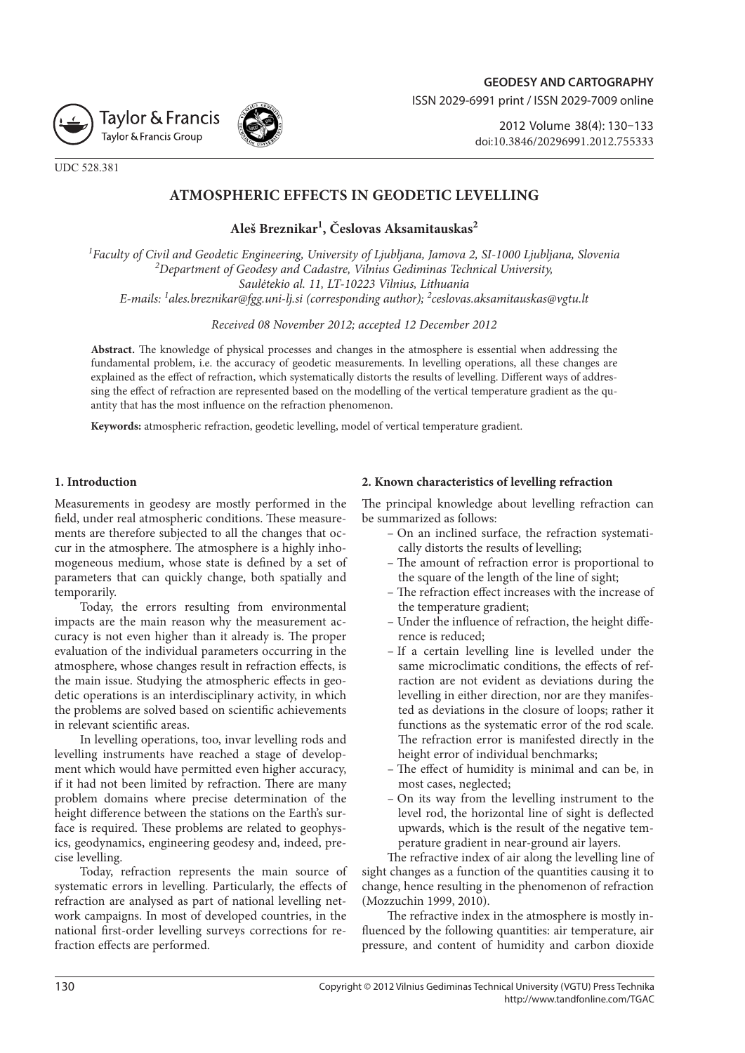UDC 528.381

# ATMOSPHERIC EFFECTS IN GEODETIC LEVELLING

**Aleš Breznikar[1], Česlovas Aksamitauskas[2]**

*[1]Faculty of Civil and Geodetic Engineering, University of Ljubljana, Jamova 2, SI-1000 Ljubljana, Slovenia*
*[2]Department of Geodesy and Cadastre, Vilnius Gediminas Technical University, Saulėtekio al. 11, LT-10223 Vilnius, Lithuania*
*E-mails: [1]ales.breznikar@fgg.uni-lj.si (corresponding author); [2]ceslovas.aksamitauskas@vgtu.lt*

*Received 08 November 2012; accepted 12 December 2012*

**Abstract.** The knowledge of physical processes and changes in the atmosphere is essential when addressing the fundamental problem, i.e. the accuracy of geodetic measurements. In levelling operations, all these changes are explained as the effect of refraction, which systematically distorts the results of levelling. Different ways of addressing the effect of refraction are represented based on the modelling of the vertical temperature gradient as the quantity that has the most influence on the refraction phenomenon.

**Keywords:** atmospheric refraction, geodetic levelling, model of vertical temperature gradient.

## 1. Introduction

Measurements in geodesy are mostly performed in the field, under real atmospheric conditions. These measurements are therefore subjected to all the changes that occur in the atmosphere. The atmosphere is a highly inhomogeneous medium, whose state is defined by a set of parameters that can quickly change, both spatially and temporarily.

Today, the errors resulting from environmental impacts are the main reason why the measurement accuracy is not even higher than it already is. The proper evaluation of the individual parameters occurring in the atmosphere, whose changes result in refraction effects, is the main issue. Studying the atmospheric effects in geodetic operations is an interdisciplinary activity, in which the problems are solved based on scientific achievements in relevant scientific areas.

In levelling operations, too, invar levelling rods and levelling instruments have reached a stage of development which would have permitted even higher accuracy, if it had not been limited by refraction. There are many problem domains where precise determination of the height difference between the stations on the Earth's surface is required. These problems are related to geophysics, geodynamics, engineering geodesy and, indeed, precise levelling.

Today, refraction represents the main source of systematic errors in levelling. Particularly, the effects of refraction are analysed as part of national levelling network campaigns. In most of developed countries, in the national first-order levelling surveys corrections for refraction effects are performed.

## 2. Known characteristics of levelling refraction

The principal knowledge about levelling refraction can be summarized as follows:

- On an inclined surface, the refraction systematically distorts the results of levelling;
- The amount of refraction error is proportional to the square of the length of the line of sight;
- The refraction effect increases with the increase of the temperature gradient;
- Under the influence of refraction, the height difference is reduced;
- If a certain levelling line is levelled under the same microclimatic conditions, the effects of refraction are not evident as deviations during the levelling in either direction, nor are they manifested as deviations in the closure of loops; rather it functions as the systematic error of the rod scale. The refraction error is manifested directly in the height error of individual benchmarks;
- The effect of humidity is minimal and can be, in most cases, neglected;
- On its way from the levelling instrument to the level rod, the horizontal line of sight is deflected upwards, which is the result of the negative temperature gradient in near-ground air layers.

The refractive index of air along the levelling line of sight changes as a function of the quantities causing it to change, hence resulting in the phenomenon of refraction (Mozzuchin 1999, 2010).

The refractive index in the atmosphere is mostly influenced by the following quantities: air temperature, air pressure, and content of humidity and carbon dioxide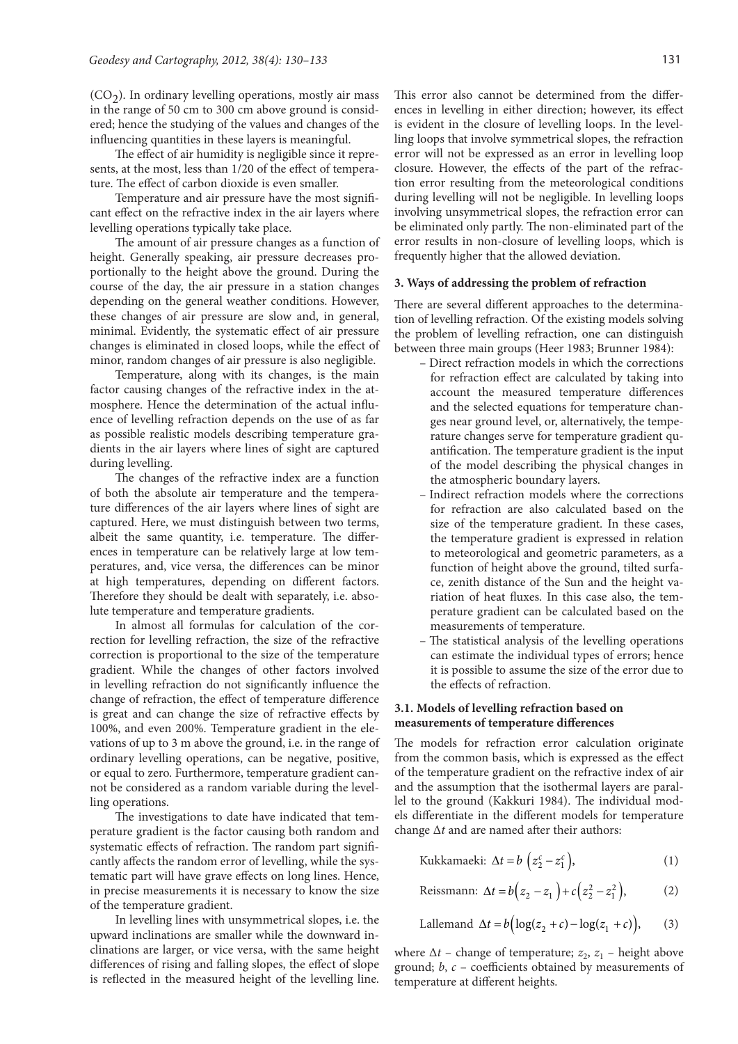($CO_2$). In ordinary levelling operations, mostly air mass in the range of 50 cm to 300 cm above ground is considered; hence the studying of the values and changes of the influencing quantities in these layers is meaningful.

The effect of air humidity is negligible since it represents, at the most, less than 1/20 of the effect of temperature. The effect of carbon dioxide is even smaller.

Temperature and air pressure have the most significant effect on the refractive index in the air layers where levelling operations typically take place.

The amount of air pressure changes as a function of height. Generally speaking, air pressure decreases proportionally to the height above the ground. During the course of the day, the air pressure in a station changes depending on the general weather conditions. However, these changes of air pressure are slow and, in general, minimal. Evidently, the systematic effect of air pressure changes is eliminated in closed loops, while the effect of minor, random changes of air pressure is also negligible.

Temperature, along with its changes, is the main factor causing changes of the refractive index in the atmosphere. Hence the determination of the actual influence of levelling refraction depends on the use of as far as possible realistic models describing temperature gradients in the air layers where lines of sight are captured during levelling.

The changes of the refractive index are a function of both the absolute air temperature and the temperature differences of the air layers where lines of sight are captured. Here, we must distinguish between two terms, albeit the same quantity, i.e. temperature. The differences in temperature can be relatively large at low temperatures, and, vice versa, the differences can be minor at high temperatures, depending on different factors. Therefore they should be dealt with separately, i.e. absolute temperature and temperature gradients.

In almost all formulas for calculation of the correction for levelling refraction, the size of the refractive correction is proportional to the size of the temperature gradient. While the changes of other factors involved in levelling refraction do not significantly influence the change of refraction, the effect of temperature difference is great and can change the size of refractive effects by 100%, and even 200%. Temperature gradient in the elevations of up to 3 m above the ground, i.e. in the range of ordinary levelling operations, can be negative, positive, or equal to zero. Furthermore, temperature gradient cannot be considered as a random variable during the levelling operations.

The investigations to date have indicated that temperature gradient is the factor causing both random and systematic effects of refraction. The random part significantly affects the random error of levelling, while the systematic part will have grave effects on long lines. Hence, in precise measurements it is necessary to know the size of the temperature gradient.

In levelling lines with unsymmetrical slopes, i.e. the upward inclinations are smaller while the downward inclinations are larger, or vice versa, with the same height differences of rising and falling slopes, the effect of slope is reflected in the measured height of the levelling line. This error also cannot be determined from the differences in levelling in either direction; however, its effect is evident in the closure of levelling loops. In the levelling loops that involve symmetrical slopes, the refraction error will not be expressed as an error in levelling loop closure. However, the effects of the part of the refraction error resulting from the meteorological conditions during levelling will not be negligible. In levelling loops involving unsymmetrical slopes, the refraction error can be eliminated only partly. The non-eliminated part of the error results in non-closure of levelling loops, which is frequently higher that the allowed deviation.

### 3. Ways of addressing the problem of refraction

There are several different approaches to the determination of levelling refraction. Of the existing models solving the problem of levelling refraction, one can distinguish between three main groups (Heer 1983; Brunner 1984):

- Direct refraction models in which the corrections for refraction effect are calculated by taking into account the measured temperature differences and the selected equations for temperature changes near ground level, or, alternatively, the temperature changes serve for temperature gradient quantification. The temperature gradient is the input of the model describing the physical changes in the atmospheric boundary layers.
- Indirect refraction models where the corrections for refraction are also calculated based on the size of the temperature gradient. In these cases, the temperature gradient is expressed in relation to meteorological and geometric parameters, as a function of height above the ground, tilted surface, zenith distance of the Sun and the height variation of heat fluxes. In this case also, the temperature gradient can be calculated based on the measurements of temperature.
- The statistical analysis of the levelling operations can estimate the individual types of errors; hence it is possible to assume the size of the error due to the effects of refraction.

#### 3.1. Models of levelling refraction based on measurements of temperature differences

The models for refraction error calculation originate from the common basis, which is expressed as the effect of the temperature gradient on the refractive index of air and the assumption that the isothermal layers are parallel to the ground (Kakkuri 1984). The individual models differentiate in the different models for temperature change $\Delta t$ and are named after their authors:

$$\text{Kukkamaeki: } \Delta t = b\left(z_2^c - z_1^c\right), \tag{1}$$

$$\text{Reissmann: } \Delta t = b\left(z_2 - z_1\right) + c\left(z_2^2 - z_1^2\right), \tag{2}$$

$$\text{Lallemand } \Delta t = b\left(\log(z_2 + c) - \log(z_1 + c)\right), \tag{3}$$

where $\Delta t$ – change of temperature; $z_2$, $z_1$ – height above ground; $b$, $c$ – coefficients obtained by measurements of temperature at different heights.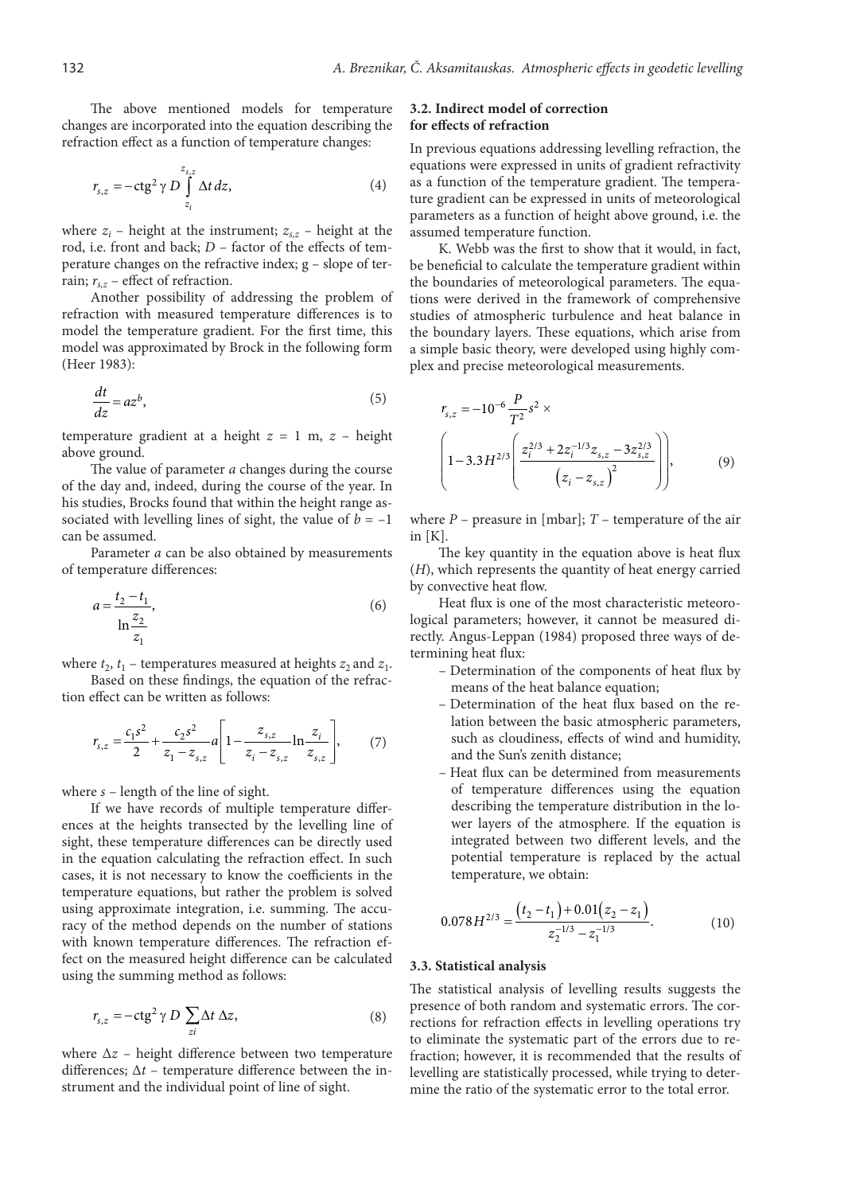The above mentioned models for temperature changes are incorporated into the equation describing the refraction effect as a function of temperature changes:

$$r_{s,z} = -\text{ctg}^2\,\gamma\, D \int_{z_i}^{z_{s,z}} \Delta t\, dz, \tag{4}$$

where $z_i$ – height at the instrument; $z_{s,z}$ – height at the rod, i.e. front and back; $D$ – factor of the effects of temperature changes on the refractive index; g – slope of terrain; $r_{s,z}$ – effect of refraction.

Another possibility of addressing the problem of refraction with measured temperature differences is to model the temperature gradient. For the first time, this model was approximated by Brock in the following form (Heer 1983):

$$\frac{dt}{dz} = az^b, \tag{5}$$

temperature gradient at a height $z = 1$ m, $z$ – height above ground.

The value of parameter $a$ changes during the course of the day and, indeed, during the course of the year. In his studies, Brocks found that within the height range associated with levelling lines of sight, the value of $b = -1$ can be assumed.

Parameter $a$ can be also obtained by measurements of temperature differences:

$$a = \frac{t_2 - t_1}{\ln\frac{z_2}{z_1}}, \tag{6}$$

where $t_2$, $t_1$ – temperatures measured at heights $z_2$ and $z_1$.

Based on these findings, the equation of the refraction effect can be written as follows:

$$r_{s,z} = \frac{c_1 s^2}{2} + \frac{c_2 s^2}{z_1 - z_{s,z}} a \left[1 - \frac{z_{s,z}}{z_i - z_{s,z}} \ln\frac{z_i}{z_{s,z}}\right], \tag{7}$$

where $s$ – length of the line of sight.

If we have records of multiple temperature differences at the heights transected by the levelling line of sight, these temperature differences can be directly used in the equation calculating the refraction effect. In such cases, it is not necessary to know the coefficients in the temperature equations, but rather the problem is solved using approximate integration, i.e. summing. The accuracy of the method depends on the number of stations with known temperature differences. The refraction effect on the measured height difference can be calculated using the summing method as follows:

$$r_{s,z} = -\text{ctg}^2\,\gamma\, D \sum_{zi} \Delta t\, \Delta z, \tag{8}$$

where $\Delta z$ – height difference between two temperature differences; $\Delta t$ – temperature difference between the instrument and the individual point of line of sight.

### 3.2. Indirect model of correction for effects of refraction

In previous equations addressing levelling refraction, the equations were expressed in units of gradient refractivity as a function of the temperature gradient. The temperature gradient can be expressed in units of meteorological parameters as a function of height above ground, i.e. the assumed temperature function.

K. Webb was the first to show that it would, in fact, be beneficial to calculate the temperature gradient within the boundaries of meteorological parameters. The equations were derived in the framework of comprehensive studies of atmospheric turbulence and heat balance in the boundary layers. These equations, which arise from a simple basic theory, were developed using highly complex and precise meteorological measurements.

$$r_{s,z} = -10^{-6}\frac{P}{T^2}s^2 \times \left(1 - 3.3H^{2/3}\left(\frac{z_i^{2/3} + 2z_i^{-1/3}z_{s,z} - 3z_{s,z}^{2/3}}{\left(z_i - z_{s,z}\right)^2}\right)\right), \tag{9}$$

where $P$ – preasure in [mbar]; $T$ – temperature of the air in [K].

The key quantity in the equation above is heat flux ($H$), which represents the quantity of heat energy carried by convective heat flow.

Heat flux is one of the most characteristic meteorological parameters; however, it cannot be measured directly. Angus-Leppan (1984) proposed three ways of determining heat flux:

- Determination of the components of heat flux by means of the heat balance equation;
- Determination of the heat flux based on the relation between the basic atmospheric parameters, such as cloudiness, effects of wind and humidity, and the Sun's zenith distance;
- Heat flux can be determined from measurements of temperature differences using the equation describing the temperature distribution in the lower layers of the atmosphere. If the equation is integrated between two different levels, and the potential temperature is replaced by the actual temperature, we obtain:

$$0.078H^{2/3} = \frac{\left(t_2 - t_1\right) + 0.01\left(z_2 - z_1\right)}{z_2^{-1/3} - z_1^{-1/3}}. \tag{10}$$

### 3.3. Statistical analysis

The statistical analysis of levelling results suggests the presence of both random and systematic errors. The corrections for refraction effects in levelling operations try to eliminate the systematic part of the errors due to refraction; however, it is recommended that the results of levelling are statistically processed, while trying to determine the ratio of the systematic error to the total error.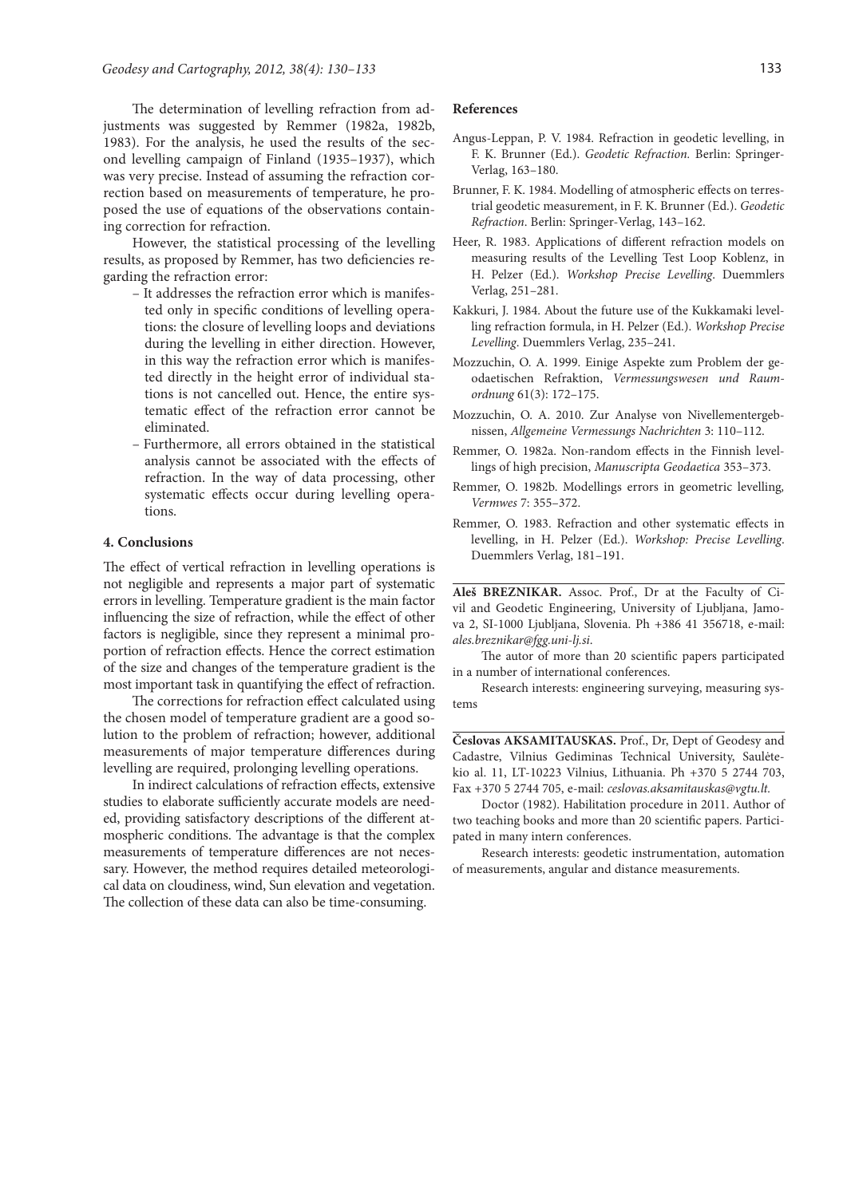The determination of levelling refraction from adjustments was suggested by Remmer (1982a, 1982b, 1983). For the analysis, he used the results of the second levelling campaign of Finland (1935–1937), which was very precise. Instead of assuming the refraction correction based on measurements of temperature, he proposed the use of equations of the observations containing correction for refraction.

However, the statistical processing of the levelling results, as proposed by Remmer, has two deficiencies regarding the refraction error:

- It addresses the refraction error which is manifested only in specific conditions of levelling operations: the closure of levelling loops and deviations during the levelling in either direction. However, in this way the refraction error which is manifested directly in the height error of individual stations is not cancelled out. Hence, the entire systematic effect of the refraction error cannot be eliminated.
- Furthermore, all errors obtained in the statistical analysis cannot be associated with the effects of refraction. In the way of data processing, other systematic effects occur during levelling operations.

## 4. Conclusions

The effect of vertical refraction in levelling operations is not negligible and represents a major part of systematic errors in levelling. Temperature gradient is the main factor influencing the size of refraction, while the effect of other factors is negligible, since they represent a minimal proportion of refraction effects. Hence the correct estimation of the size and changes of the temperature gradient is the most important task in quantifying the effect of refraction.

The corrections for refraction effect calculated using the chosen model of temperature gradient are a good solution to the problem of refraction; however, additional measurements of major temperature differences during levelling are required, prolonging levelling operations.

In indirect calculations of refraction effects, extensive studies to elaborate sufficiently accurate models are needed, providing satisfactory descriptions of the different atmospheric conditions. The advantage is that the complex measurements of temperature differences are not necessary. However, the method requires detailed meteorological data on cloudiness, wind, Sun elevation and vegetation. The collection of these data can also be time-consuming.

## References

Angus-Leppan, P. V. 1984. Refraction in geodetic levelling, in F. K. Brunner (Ed.). *Geodetic Refraction.* Berlin: Springer-Verlag, 163–180.

Brunner, F. K. 1984. Modelling of atmospheric effects on terrestrial geodetic measurement, in F. K. Brunner (Ed.). *Geodetic Refraction*. Berlin: Springer-Verlag, 143–162.

Heer, R. 1983. Applications of different refraction models on measuring results of the Levelling Test Loop Koblenz, in H. Pelzer (Ed.). *Workshop Precise Levelling*. Duemmlers Verlag, 251–281.

Kakkuri, J. 1984. About the future use of the Kukkamaki levelling refraction formula, in H. Pelzer (Ed.). *Workshop Precise Levelling*. Duemmlers Verlag, 235–241.

Mozzuchin, O. A. 1999. Einige Aspekte zum Problem der geodaetischen Refraktion, *Vermessungswesen und Raumordnung* 61(3): 172–175.

Mozzuchin, O. A. 2010. Zur Analyse von Nivellementergebnissen, *Allgemeine Vermessungs Nachrichten* 3: 110–112.

Remmer, O. 1982a. Non-random effects in the Finnish levellings of high precision, *Manuscripta Geodaetica* 353–373.

Remmer, O. 1982b. Modellings errors in geometric levelling, *Vermwes* 7: 355–372.

Remmer, O. 1983. Refraction and other systematic effects in levelling, in H. Pelzer (Ed.). *Workshop: Precise Levelling*. Duemmlers Verlag, 181–191.

---

**Aleš BREZNIKAR.** Assoc. Prof., Dr at the Faculty of Civil and Geodetic Engineering, University of Ljubljana, Jamova 2, SI-1000 Ljubljana, Slovenia. Ph +386 41 356718, e-mail: *ales.breznikar@fgg.uni-lj.si*.

The autor of more than 20 scientific papers participated in a number of international conferences.

Research interests: engineering surveying, measuring systems

---

**Česlovas AKSAMITAUSKAS.** Prof., Dr, Dept of Geodesy and Cadastre, Vilnius Gediminas Technical University, Saulėtekio al. 11, LT-10223 Vilnius, Lithuania. Ph +370 5 2744 703, Fax +370 5 2744 705, e-mail: *ceslovas.aksamitauskas@vgtu.lt.*

Doctor (1982). Habilitation procedure in 2011. Author of two teaching books and more than 20 scientific papers. Participated in many intern conferences.

Research interests: geodetic instrumentation, automation of measurements, angular and distance measurements.